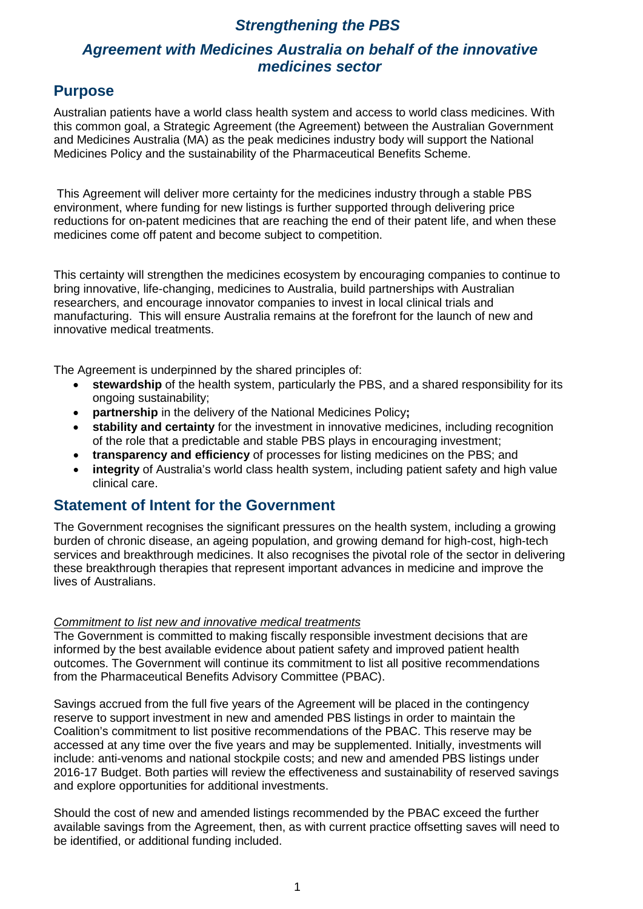# *Strengthening the PBS*

## *Agreement with Medicines Australia on behalf of the innovative medicines sector*

## Purpose

Australian patients have a world class health system and access to world class medicines. With this common goal, a Strategic Agreement (the Agreement) between the Australian Government and Medicines Australia (MA) as the peak medicines industry body will support the National Medicines Policy and the sustainability of the Pharmaceutical Benefits Scheme.

This Agreement will deliver more certainty for the medicines industry through a stable PBS environment, where funding for new listings is further supported through delivering price reductions for on-patent medicines that are reaching the end of their patent life, and when these medicines come off patent and become subject to competition.

This certainty will strengthen the medicines ecosystem by encouraging companies to continue to bring innovative, life-changing, medicines to Australia, build partnerships with Australian researchers, and encourage innovator companies to invest in local clinical trials and manufacturing. This will ensure Australia remains at the forefront for the launch of new and innovative medical treatments.

The Agreement is underpinned by the shared principles of:

- **stewardship** of the health system, particularly the PBS, and a shared responsibility for its ongoing sustainability;
- **partnership** in the delivery of the National Medicines Policy**;**
- **stability and certainty** for the investment in innovative medicines, including recognition of the role that a predictable and stable PBS plays in encouraging investment;
- **transparency and efficiency** of processes for listing medicines on the PBS; and
- **integrity** of Australia's world class health system, including patient safety and high value clinical care.

## Statement of Intent for the Government

The Government recognises the significant pressures on the health system, including a growing burden of chronic disease, an ageing population, and growing demand for high-cost, high-tech services and breakthrough medicines. It also recognises the pivotal role of the sector in delivering these breakthrough therapies that represent important advances in medicine and improve the lives of Australians.

*Commitment to list new and innovative medical treatments*

The Government is committed to making fiscally responsible investment decisions that are informed by the best available evidence about patient safety and improved patient health outcomes. The Government will continue its commitment to list all positive recommendations from the Pharmaceutical Benefits Advisory Committee (PBAC).

Savings accrued from the full five years of the Agreement will be placed in the contingency reserve to support investment in new and amended PBS listings in order to maintain the Coalition's commitment to list positive recommendations of the PBAC. This reserve may be accessed at any time over the five years and may be supplemented. Initially, investments will include: anti-venoms and national stockpile costs; and new and amended PBS listings under 2016-17 Budget. Both parties will review the effectiveness and sustainability of reserved savings and explore opportunities for additional investments.

Should the cost of new and amended listings recommended by the PBAC exceed the further available savings from the Agreement, then, as with current practice offsetting saves will need to be identified, or additional funding included.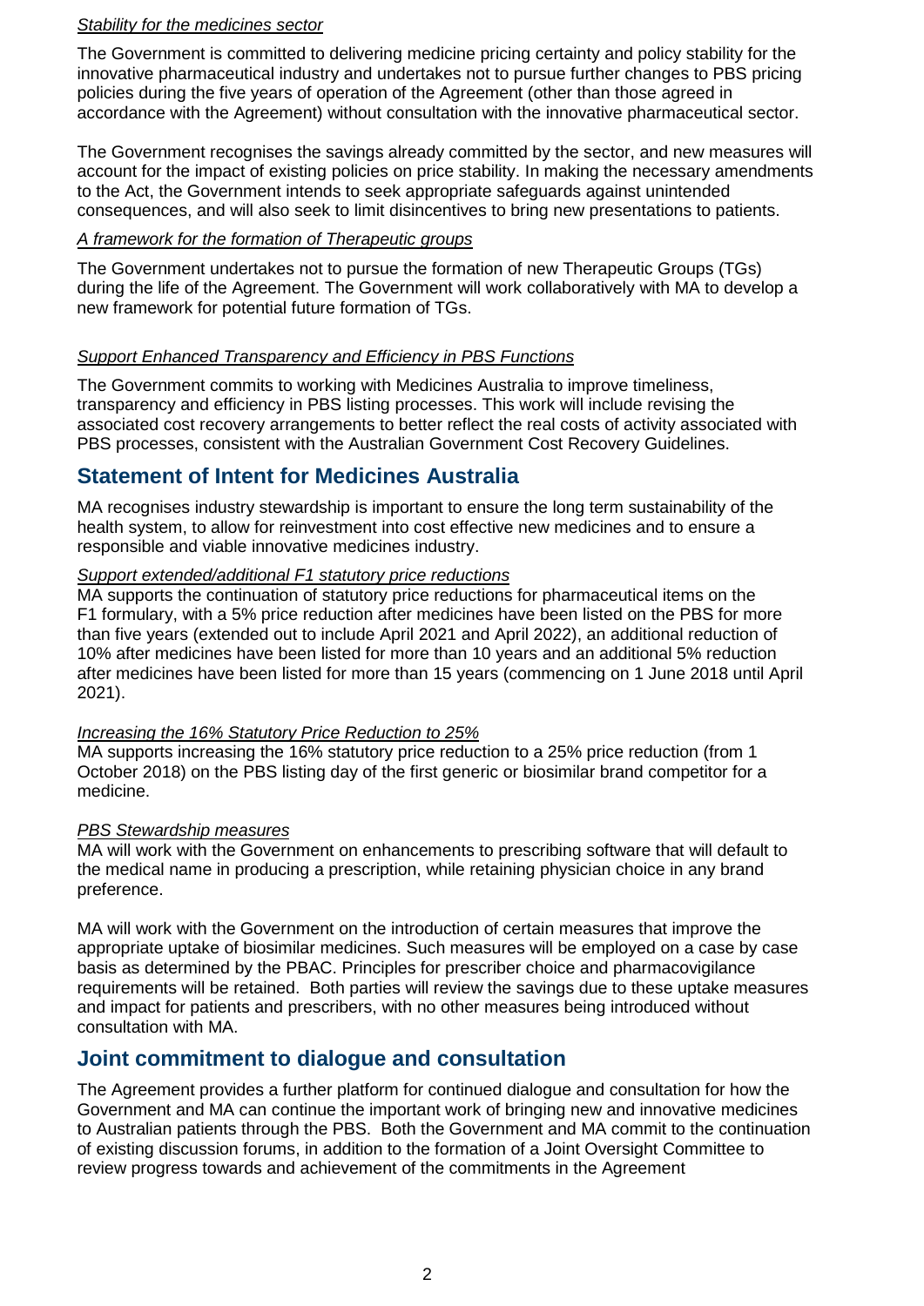*Stability for the medicines sector*

The Government is committed to delivering medicine pricing certainty and policy stability for the innovative pharmaceutical industry and undertakes not to pursue further changes to PBS pricing policies during the five years of operation of the Agreement (other than those agreed in accordance with the Agreement) without consultation with the innovative pharmaceutical sector.

The Government recognises the savings already committed by the sector, and new measures will account for the impact of existing policies on price stability. In making the necessary amendments to the Act, the Government intends to seek appropriate safeguards against unintended consequences, and will also seek to limit disincentives to bring new presentations to patients.

*A framework for the formation of Therapeutic groups*

The Government undertakes not to pursue the formation of new Therapeutic Groups (TGs) during the life of the Agreement. The Government will work collaboratively with MA to develop a new framework for potential future formation of TGs.

*Support Enhanced Transparency and Efficiency in PBS Functions*

The Government commits to working with Medicines Australia to improve timeliness, transparency and efficiency in PBS listing processes. This work will include revising the associated cost recovery arrangements to better reflect the real costs of activity associated with PBS processes, consistent with the Australian Government Cost Recovery Guidelines.

## Statement of Intent for Medicines Australia

MA recognises industry stewardship is important to ensure the long term sustainability of the health system, to allow for reinvestment into cost effective new medicines and to ensure a responsible and viable innovative medicines industry.

*Support extended/additional F1 statutory price reductions*

MA supports the continuation of statutory price reductions for pharmaceutical items on the F1 formulary, with a 5% price reduction after medicines have been listed on the PBS for more than five years (extended out to include April 2021 and April 2022), an additional reduction of 10% after medicines have been listed for more than 10 years and an additional 5% reduction after medicines have been listed for more than 15 years (commencing on 1 June 2018 until April 2021).

*Increasing the 16% Statutory Price Reduction to 25%*

MA supports increasing the 16% statutory price reduction to a 25% price reduction (from 1 October 2018) on the PBS listing day of the first generic or biosimilar brand competitor for a medicine.

*PBS Stewardship measures*

MA will work with the Government on enhancements to prescribing software that will default to the medical name in producing a prescription, while retaining physician choice in any brand preference.

MA will work with the Government on the introduction of certain measures that improve the appropriate uptake of biosimilar medicines. Such measures will be employed on a case by case basis as determined by the PBAC. Principles for prescriber choice and pharmacovigilance requirements will be retained. Both parties will review the savings due to these uptake measures and impact for patients and prescribers, with no other measures being introduced without consultation with MA.

## Joint commitment to dialogue and consultation

The Agreement provides a further platform for continued dialogue and consultation for how the Government and MA can continue the important work of bringing new and innovative medicines to Australian patients through the PBS. Both the Government and MA commit to the continuation of existing discussion forums, in addition to the formation of a Joint Oversight Committee to review progress towards and achievement of the commitments in the Agreement